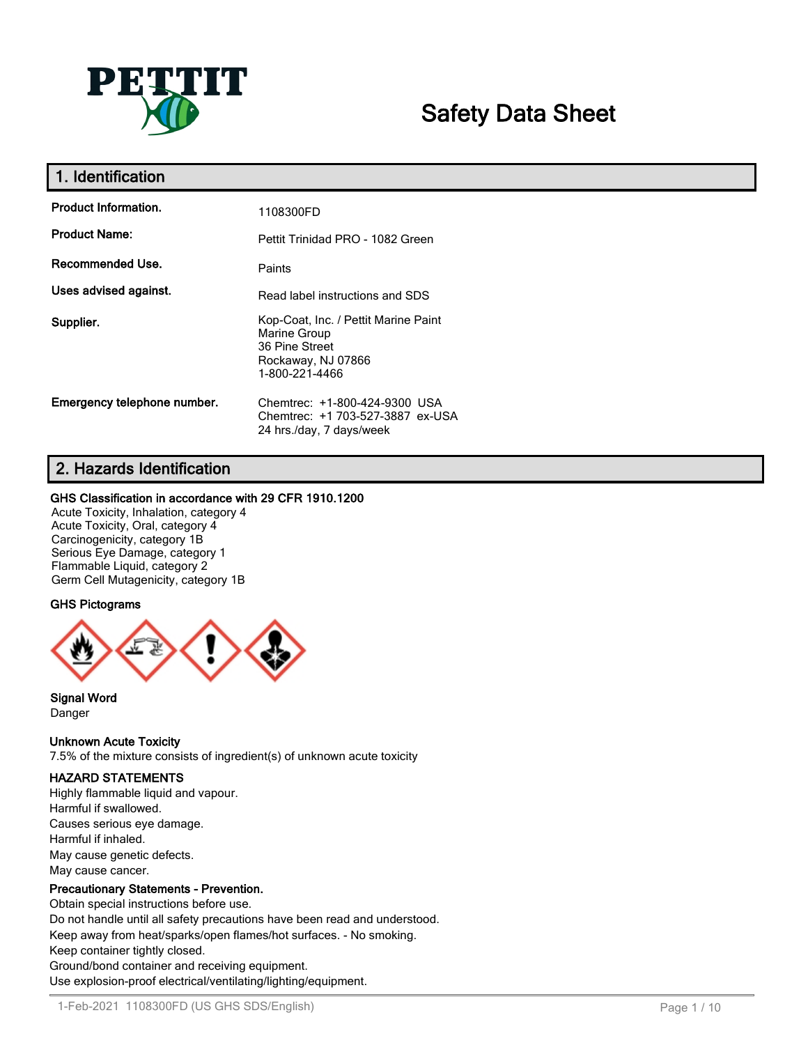# Safety Data Sheet

## 1. Identification

| | |
|---|---|
| **Product Information.** | 1108300FD |
| **Product Name:** | Pettit Trinidad PRO - 1082 Green |
| **Recommended Use.** | Paints |
| **Uses advised against.** | Read label instructions and SDS |
| **Supplier.** | Kop-Coat, Inc. / Pettit Marine Paint<br>Marine Group<br>36 Pine Street<br>Rockaway, NJ 07866<br>1-800-221-4466 |
| **Emergency telephone number.** | Chemtrec: +1-800-424-9300 USA<br>Chemtrec: +1 703-527-3887 ex-USA<br>24 hrs./day, 7 days/week |

## 2. Hazards Identification

**GHS Classification in accordance with 29 CFR 1910.1200**

Acute Toxicity, Inhalation, category 4
Acute Toxicity, Oral, category 4
Carcinogenicity, category 1B
Serious Eye Damage, category 1
Flammable Liquid, category 2
Germ Cell Mutagenicity, category 1B

**GHS Pictograms**

**Signal Word**

Danger

**Unknown Acute Toxicity**

7.5% of the mixture consists of ingredient(s) of unknown acute toxicity

**HAZARD STATEMENTS**

Highly flammable liquid and vapour.
Harmful if swallowed.
Causes serious eye damage.
Harmful if inhaled.
May cause genetic defects.
May cause cancer.

**Precautionary Statements - Prevention.**

Obtain special instructions before use.
Do not handle until all safety precautions have been read and understood.
Keep away from heat/sparks/open flames/hot surfaces. - No smoking.
Keep container tightly closed.
Ground/bond container and receiving equipment.
Use explosion-proof electrical/ventilating/lighting/equipment.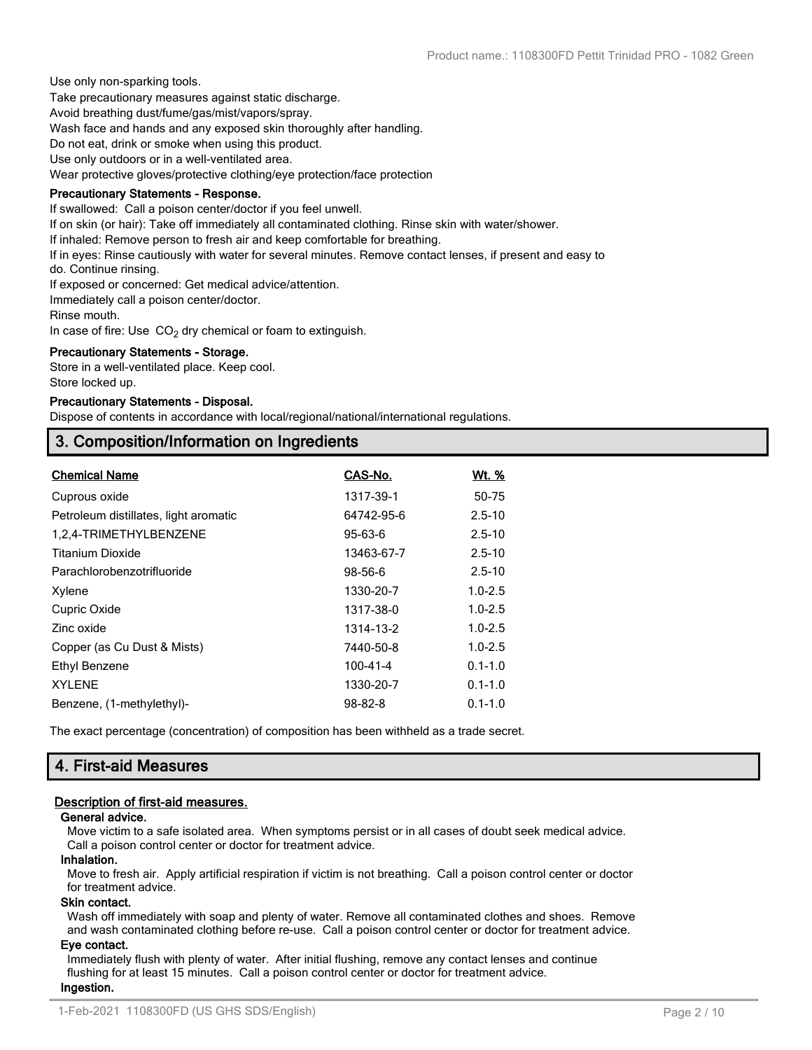Use only non-sparking tools.
Take precautionary measures against static discharge.
Avoid breathing dust/fume/gas/mist/vapors/spray.
Wash face and hands and any exposed skin thoroughly after handling.
Do not eat, drink or smoke when using this product.
Use only outdoors or in a well-ventilated area.
Wear protective gloves/protective clothing/eye protection/face protection

**Precautionary Statements - Response.**

If swallowed: Call a poison center/doctor if you feel unwell.
If on skin (or hair): Take off immediately all contaminated clothing. Rinse skin with water/shower.
If inhaled: Remove person to fresh air and keep comfortable for breathing.
If in eyes: Rinse cautiously with water for several minutes. Remove contact lenses, if present and easy to do. Continue rinsing.
If exposed or concerned: Get medical advice/attention.
Immediately call a poison center/doctor.
Rinse mouth.
In case of fire: Use $CO_2$ dry chemical or foam to extinguish.

**Precautionary Statements - Storage.**

Store in a well-ventilated place. Keep cool.
Store locked up.

**Precautionary Statements - Disposal.**

Dispose of contents in accordance with local/regional/national/international regulations.

## 3. Composition/Information on Ingredients

| Chemical Name | CAS-No. | Wt. % |
|---|---|---|
| Cuprous oxide | 1317-39-1 | 50-75 |
| Petroleum distillates, light aromatic | 64742-95-6 | 2.5-10 |
| 1,2,4-TRIMETHYLBENZENE | 95-63-6 | 2.5-10 |
| Titanium Dioxide | 13463-67-7 | 2.5-10 |
| Parachlorobenzotrifluoride | 98-56-6 | 2.5-10 |
| Xylene | 1330-20-7 | 1.0-2.5 |
| Cupric Oxide | 1317-38-0 | 1.0-2.5 |
| Zinc oxide | 1314-13-2 | 1.0-2.5 |
| Copper (as Cu Dust & Mists) | 7440-50-8 | 1.0-2.5 |
| Ethyl Benzene | 100-41-4 | 0.1-1.0 |
| XYLENE | 1330-20-7 | 0.1-1.0 |
| Benzene, (1-methylethyl)- | 98-82-8 | 0.1-1.0 |

The exact percentage (concentration) of composition has been withheld as a trade secret.

## 4. First-aid Measures

### Description of first-aid measures.

**General advice.**

Move victim to a safe isolated area. When symptoms persist or in all cases of doubt seek medical advice. Call a poison control center or doctor for treatment advice.

**Inhalation.**

Move to fresh air. Apply artificial respiration if victim is not breathing. Call a poison control center or doctor for treatment advice.

**Skin contact.**

Wash off immediately with soap and plenty of water. Remove all contaminated clothes and shoes. Remove and wash contaminated clothing before re-use. Call a poison control center or doctor for treatment advice.

**Eye contact.**

Immediately flush with plenty of water. After initial flushing, remove any contact lenses and continue flushing for at least 15 minutes. Call a poison control center or doctor for treatment advice.

**Ingestion.**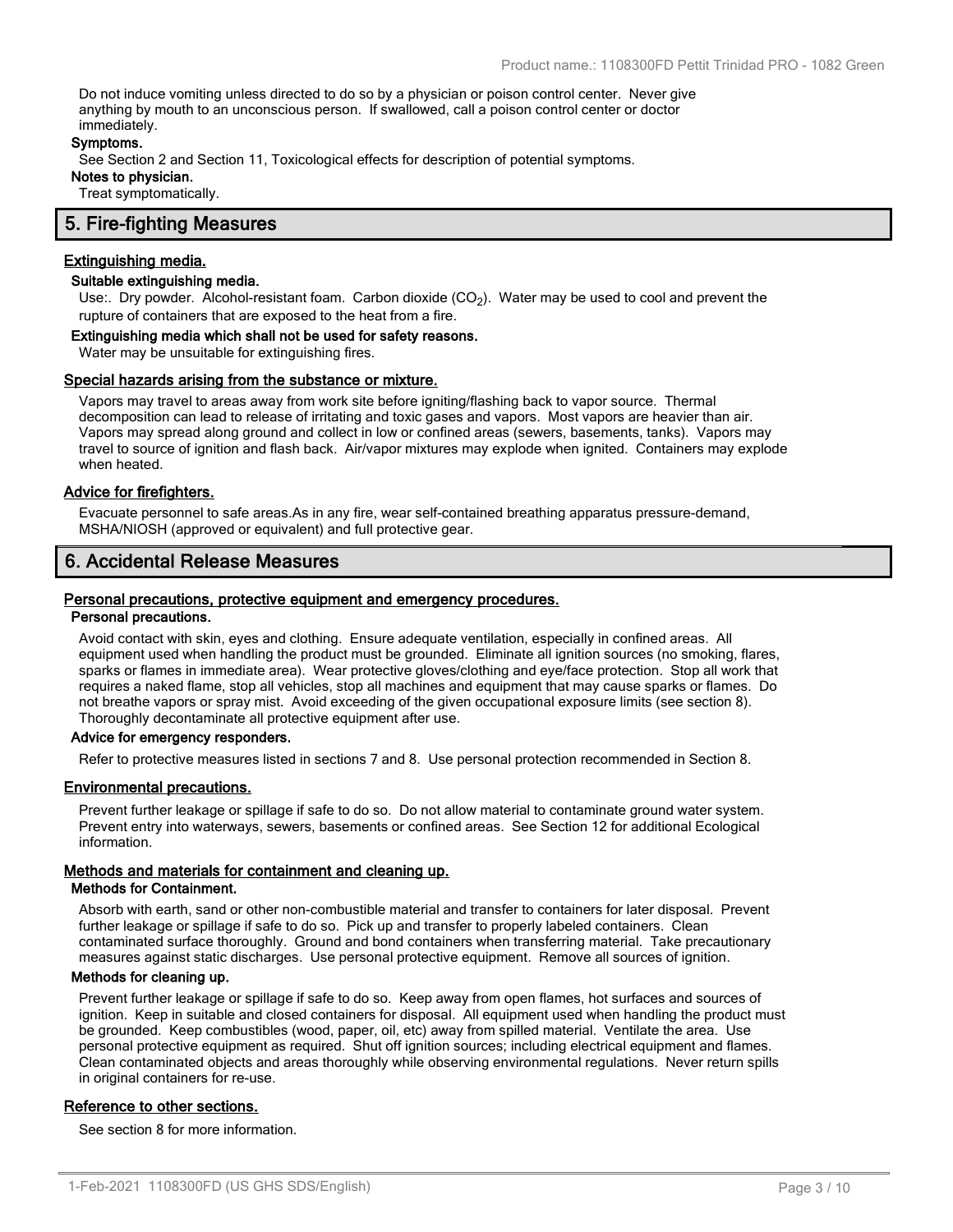Do not induce vomiting unless directed to do so by a physician or poison control center. Never give anything by mouth to an unconscious person. If swallowed, call a poison control center or doctor immediately.

**Symptoms.**

See Section 2 and Section 11, Toxicological effects for description of potential symptoms.

**Notes to physician.**

Treat symptomatically.

## 5. Fire-fighting Measures

### Extinguishing media.

**Suitable extinguishing media.**

Use:. Dry powder. Alcohol-resistant foam. Carbon dioxide ($CO_2$). Water may be used to cool and prevent the rupture of containers that are exposed to the heat from a fire.

**Extinguishing media which shall not be used for safety reasons.**

Water may be unsuitable for extinguishing fires.

### Special hazards arising from the substance or mixture.

Vapors may travel to areas away from work site before igniting/flashing back to vapor source. Thermal decomposition can lead to release of irritating and toxic gases and vapors. Most vapors are heavier than air. Vapors may spread along ground and collect in low or confined areas (sewers, basements, tanks). Vapors may travel to source of ignition and flash back. Air/vapor mixtures may explode when ignited. Containers may explode when heated.

### Advice for firefighters.

Evacuate personnel to safe areas.As in any fire, wear self-contained breathing apparatus pressure-demand, MSHA/NIOSH (approved or equivalent) and full protective gear.

## 6. Accidental Release Measures

### Personal precautions, protective equipment and emergency procedures.

**Personal precautions.**

Avoid contact with skin, eyes and clothing. Ensure adequate ventilation, especially in confined areas. All equipment used when handling the product must be grounded. Eliminate all ignition sources (no smoking, flares, sparks or flames in immediate area). Wear protective gloves/clothing and eye/face protection. Stop all work that requires a naked flame, stop all vehicles, stop all machines and equipment that may cause sparks or flames. Do not breathe vapors or spray mist. Avoid exceeding of the given occupational exposure limits (see section 8). Thoroughly decontaminate all protective equipment after use.

**Advice for emergency responders.**

Refer to protective measures listed in sections 7 and 8. Use personal protection recommended in Section 8.

### Environmental precautions.

Prevent further leakage or spillage if safe to do so. Do not allow material to contaminate ground water system. Prevent entry into waterways, sewers, basements or confined areas. See Section 12 for additional Ecological information.

### Methods and materials for containment and cleaning up.

**Methods for Containment.**

Absorb with earth, sand or other non-combustible material and transfer to containers for later disposal. Prevent further leakage or spillage if safe to do so. Pick up and transfer to properly labeled containers. Clean contaminated surface thoroughly. Ground and bond containers when transferring material. Take precautionary measures against static discharges. Use personal protective equipment. Remove all sources of ignition.

**Methods for cleaning up.**

Prevent further leakage or spillage if safe to do so. Keep away from open flames, hot surfaces and sources of ignition. Keep in suitable and closed containers for disposal. All equipment used when handling the product must be grounded. Keep combustibles (wood, paper, oil, etc) away from spilled material. Ventilate the area. Use personal protective equipment as required. Shut off ignition sources; including electrical equipment and flames. Clean contaminated objects and areas thoroughly while observing environmental regulations. Never return spills in original containers for re-use.

### Reference to other sections.

See section 8 for more information.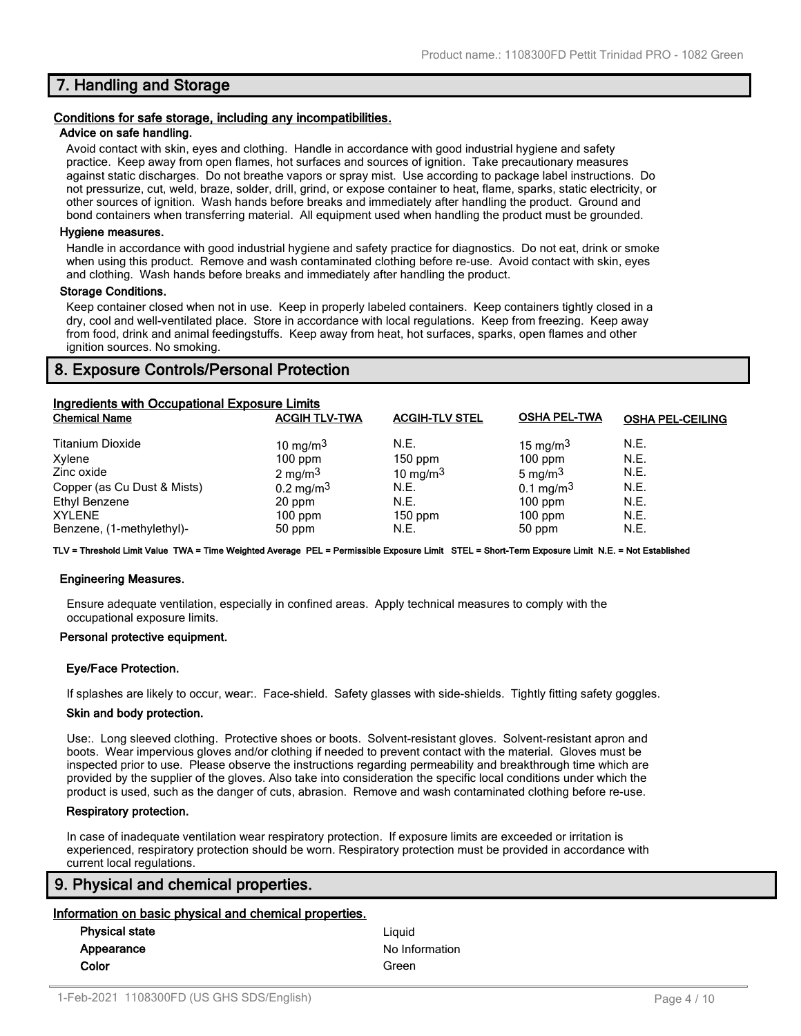## 7. Handling and Storage

### Conditions for safe storage, including any incompatibilities.

**Advice on safe handling.**

Avoid contact with skin, eyes and clothing. Handle in accordance with good industrial hygiene and safety practice. Keep away from open flames, hot surfaces and sources of ignition. Take precautionary measures against static discharges. Do not breathe vapors or spray mist. Use according to package label instructions. Do not pressurize, cut, weld, braze, solder, drill, grind, or expose container to heat, flame, sparks, static electricity, or other sources of ignition. Wash hands before breaks and immediately after handling the product. Ground and bond containers when transferring material. All equipment used when handling the product must be grounded.

**Hygiene measures.**

Handle in accordance with good industrial hygiene and safety practice for diagnostics. Do not eat, drink or smoke when using this product. Remove and wash contaminated clothing before re-use. Avoid contact with skin, eyes and clothing. Wash hands before breaks and immediately after handling the product.

**Storage Conditions.**

Keep container closed when not in use. Keep in properly labeled containers. Keep containers tightly closed in a dry, cool and well-ventilated place. Store in accordance with local regulations. Keep from freezing. Keep away from food, drink and animal feedingstuffs. Keep away from heat, hot surfaces, sparks, open flames and other ignition sources. No smoking.

## 8. Exposure Controls/Personal Protection

### Ingredients with Occupational Exposure Limits

| Chemical Name | ACGIH TLV-TWA | ACGIH-TLV STEL | OSHA PEL-TWA | OSHA PEL-CEILING |
|---|---|---|---|---|
| Titanium Dioxide | 10 mg/m$^3$ | N.E. | 15 mg/m$^3$ | N.E. |
| Xylene | 100 ppm | 150 ppm | 100 ppm | N.E. |
| Zinc oxide | 2 mg/m$^3$ | 10 mg/m$^3$ | 5 mg/m$^3$ | N.E. |
| Copper (as Cu Dust & Mists) | 0.2 mg/m$^3$ | N.E. | 0.1 mg/m$^3$ | N.E. |
| Ethyl Benzene | 20 ppm | N.E. | 100 ppm | N.E. |
| XYLENE | 100 ppm | 150 ppm | 100 ppm | N.E. |
| Benzene, (1-methylethyl)- | 50 ppm | N.E. | 50 ppm | N.E. |

**TLV = Threshold Limit Value TWA = Time Weighted Average PEL = Permissible Exposure Limit STEL = Short-Term Exposure Limit N.E. = Not Established**

**Engineering Measures.**

Ensure adequate ventilation, especially in confined areas. Apply technical measures to comply with the occupational exposure limits.

**Personal protective equipment.**

**Eye/Face Protection.**

If splashes are likely to occur, wear:. Face-shield. Safety glasses with side-shields. Tightly fitting safety goggles.

**Skin and body protection.**

Use:. Long sleeved clothing. Protective shoes or boots. Solvent-resistant gloves. Solvent-resistant apron and boots. Wear impervious gloves and/or clothing if needed to prevent contact with the material. Gloves must be inspected prior to use. Please observe the instructions regarding permeability and breakthrough time which are provided by the supplier of the gloves. Also take into consideration the specific local conditions under which the product is used, such as the danger of cuts, abrasion. Remove and wash contaminated clothing before re-use.

**Respiratory protection.**

In case of inadequate ventilation wear respiratory protection. If exposure limits are exceeded or irritation is experienced, respiratory protection should be worn. Respiratory protection must be provided in accordance with current local regulations.

## 9. Physical and chemical properties.

### Information on basic physical and chemical properties.

| | |
|---|---|
| **Physical state** | Liquid |
| **Appearance** | No Information |
| **Color** | Green |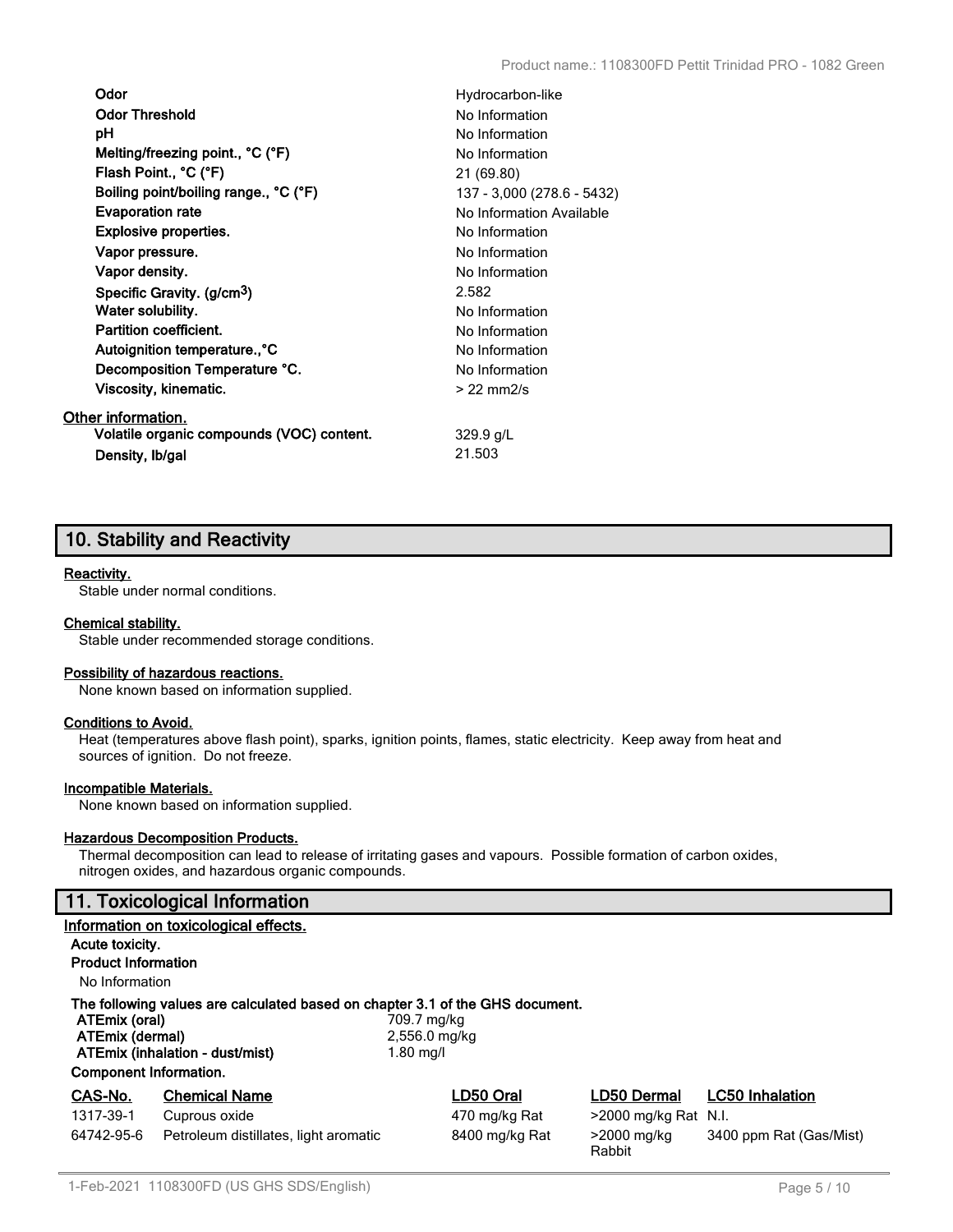| | |
|---|---|
| **Odor** | Hydrocarbon-like |
| **Odor Threshold** | No Information |
| **pH** | No Information |
| **Melting/freezing point., °C (°F)** | No Information |
| **Flash Point., °C (°F)** | 21 (69.80) |
| **Boiling point/boiling range., °C (°F)** | 137 - 3,000 (278.6 - 5432) |
| **Evaporation rate** | No Information Available |
| **Explosive properties.** | No Information |
| **Vapor pressure.** | No Information |
| **Vapor density.** | No Information |
| **Specific Gravity. ($g/cm^3$)** | 2.582 |
| **Water solubility.** | No Information |
| **Partition coefficient.** | No Information |
| **Autoignition temperature.,°C** | No Information |
| **Decomposition Temperature °C.** | No Information |
| **Viscosity, kinematic.** | > 22 mm2/s |

**Other information.**

| | |
|---|---|
| **Volatile organic compounds (VOC) content.** | 329.9 g/L |
| **Density, lb/gal** | 21.503 |

## 10. Stability and Reactivity

**Reactivity.**
Stable under normal conditions.

**Chemical stability.**
Stable under recommended storage conditions.

**Possibility of hazardous reactions.**
None known based on information supplied.

**Conditions to Avoid.**
Heat (temperatures above flash point), sparks, ignition points, flames, static electricity. Keep away from heat and sources of ignition. Do not freeze.

**Incompatible Materials.**
None known based on information supplied.

**Hazardous Decomposition Products.**
Thermal decomposition can lead to release of irritating gases and vapours. Possible formation of carbon oxides, nitrogen oxides, and hazardous organic compounds.

## 11. Toxicological Information

**Information on toxicological effects.**

**Acute toxicity.**

**Product Information**

No Information

**The following values are calculated based on chapter 3.1 of the GHS document.**

| | |
|---|---|
| **ATEmix (oral)** | 709.7 mg/kg |
| **ATEmix (dermal)** | 2,556.0 mg/kg |
| **ATEmix (inhalation - dust/mist)** | 1.80 mg/l |

**Component Information.**

| CAS-No. | Chemical Name | LD50 Oral | LD50 Dermal | LC50 Inhalation |
|---|---|---|---|---|
| 1317-39-1 | Cuprous oxide | 470 mg/kg Rat | >2000 mg/kg Rat | N.I. |
| 64742-95-6 | Petroleum distillates, light aromatic | 8400 mg/kg Rat | >2000 mg/kg Rabbit | 3400 ppm Rat (Gas/Mist) |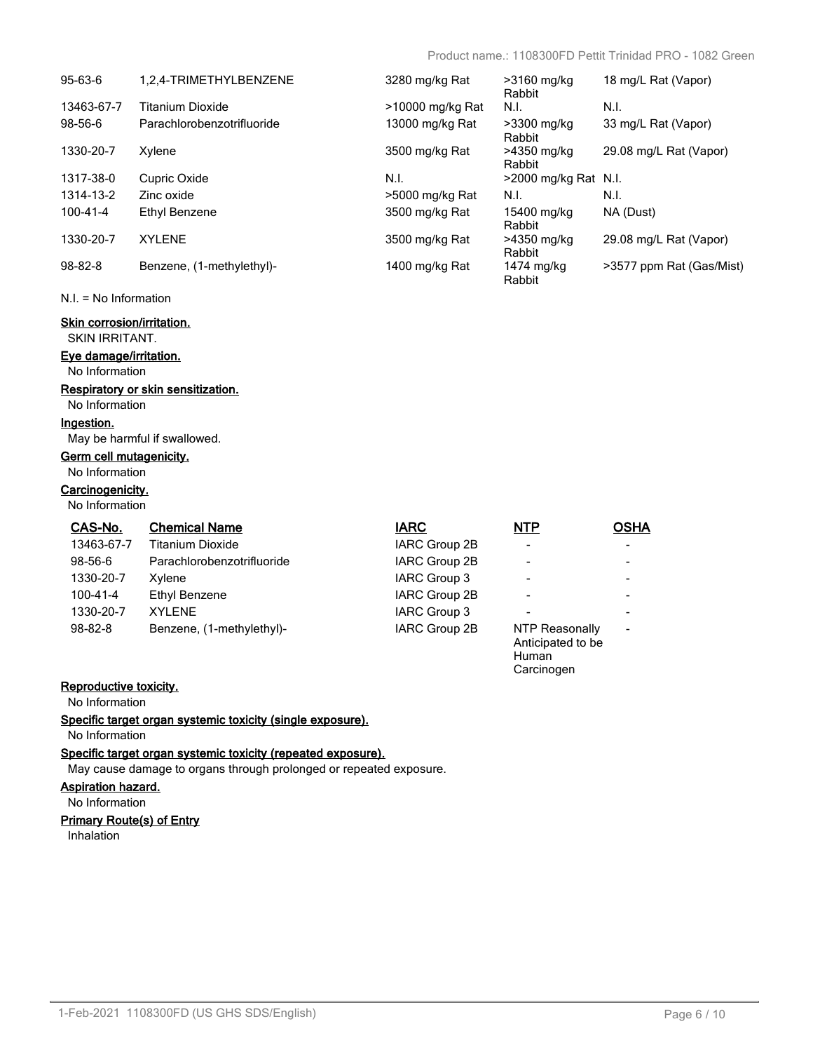| | | | | |
|---|---|---|---|---|
| 95-63-6 | 1,2,4-TRIMETHYLBENZENE | 3280 mg/kg Rat | >3160 mg/kg Rabbit | 18 mg/L Rat (Vapor) |
| 13463-67-7 | Titanium Dioxide | >10000 mg/kg Rat | N.I. | N.I. |
| 98-56-6 | Parachlorobenzotrifluoride | 13000 mg/kg Rat | >3300 mg/kg Rabbit | 33 mg/L Rat (Vapor) |
| 1330-20-7 | Xylene | 3500 mg/kg Rat | >4350 mg/kg Rabbit | 29.08 mg/L Rat (Vapor) |
| 1317-38-0 | Cupric Oxide | N.I. | >2000 mg/kg Rat | N.I. |
| 1314-13-2 | Zinc oxide | >5000 mg/kg Rat | N.I. | N.I. |
| 100-41-4 | Ethyl Benzene | 3500 mg/kg Rat | 15400 mg/kg Rabbit | NA (Dust) |
| 1330-20-7 | XYLENE | 3500 mg/kg Rat | >4350 mg/kg Rabbit | 29.08 mg/L Rat (Vapor) |
| 98-82-8 | Benzene, (1-methylethyl)- | 1400 mg/kg Rat | 1474 mg/kg Rabbit | >3577 ppm Rat (Gas/Mist) |

N.I. = No Information

**Skin corrosion/irritation.**

SKIN IRRITANT.

**Eye damage/irritation.**

No Information

**Respiratory or skin sensitization.**

No Information

**Ingestion.**

May be harmful if swallowed.

**Germ cell mutagenicity.**

No Information

**Carcinogenicity.**

No Information

| CAS-No. | Chemical Name | IARC | NTP | OSHA |
|---|---|---|---|---|
| 13463-67-7 | Titanium Dioxide | IARC Group 2B | - | - |
| 98-56-6 | Parachlorobenzotrifluoride | IARC Group 2B | - | - |
| 1330-20-7 | Xylene | IARC Group 3 | - | - |
| 100-41-4 | Ethyl Benzene | IARC Group 2B | - | - |
| 1330-20-7 | XYLENE | IARC Group 3 | - | - |
| 98-82-8 | Benzene, (1-methylethyl)- | IARC Group 2B | NTP Reasonally Anticipated to be Human Carcinogen | - |

**Reproductive toxicity.**

No Information

**Specific target organ systemic toxicity (single exposure).**

No Information

**Specific target organ systemic toxicity (repeated exposure).**

May cause damage to organs through prolonged or repeated exposure.

**Aspiration hazard.**

No Information

**Primary Route(s) of Entry**

Inhalation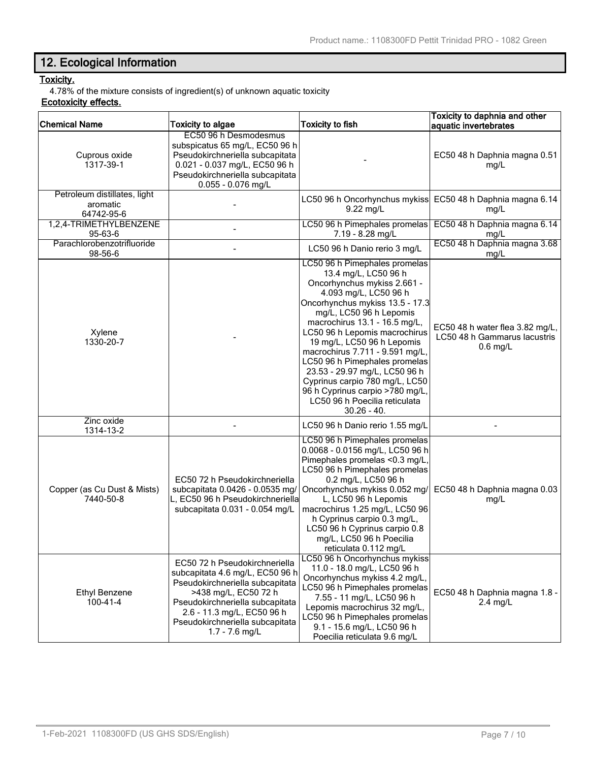## 12. Ecological Information

**Toxicity.**

4.78% of the mixture consists of ingredient(s) of unknown aquatic toxicity

**Ecotoxicity effects.**

| Chemical Name | Toxicity to algae | Toxicity to fish | Toxicity to daphnia and other aquatic invertebrates |
|---|---|---|---|
| Cuprous oxide 1317-39-1 | EC50 96 h Desmodesmus subspicatus 65 mg/L, EC50 96 h Pseudokirchneriella subcapitata 0.021 - 0.037 mg/L, EC50 96 h Pseudokirchneriella subcapitata 0.055 - 0.076 mg/L | - | EC50 48 h Daphnia magna 0.51 mg/L |
| Petroleum distillates, light aromatic 64742-95-6 | - | LC50 96 h Oncorhynchus mykiss 9.22 mg/L | EC50 48 h Daphnia magna 6.14 mg/L |
| 1,2,4-TRIMETHYLBENZENE 95-63-6 | - | LC50 96 h Pimephales promelas 7.19 - 8.28 mg/L | EC50 48 h Daphnia magna 6.14 mg/L |
| Parachlorobenzotrifluoride 98-56-6 | - | LC50 96 h Danio rerio 3 mg/L | EC50 48 h Daphnia magna 3.68 mg/L |
| Xylene 1330-20-7 | - | LC50 96 h Pimephales promelas 13.4 mg/L, LC50 96 h Oncorhynchus mykiss 2.661 - 4.093 mg/L, LC50 96 h Oncorhynchus mykiss 13.5 - 17.3 mg/L, LC50 96 h Lepomis macrochirus 13.1 - 16.5 mg/L, LC50 96 h Lepomis macrochirus 19 mg/L, LC50 96 h Lepomis macrochirus 7.711 - 9.591 mg/L, LC50 96 h Pimephales promelas 23.53 - 29.97 mg/L, LC50 96 h Cyprinus carpio 780 mg/L, LC50 96 h Cyprinus carpio >780 mg/L, LC50 96 h Poecilia reticulata 30.26 - 40. | EC50 48 h water flea 3.82 mg/L, LC50 48 h Gammarus lacustris 0.6 mg/L |
| Zinc oxide 1314-13-2 | - | LC50 96 h Danio rerio 1.55 mg/L | - |
| Copper (as Cu Dust & Mists) 7440-50-8 | EC50 72 h Pseudokirchneriella subcapitata 0.0426 - 0.0535 mg/L, EC50 96 h Pseudokirchneriella subcapitata 0.031 - 0.054 mg/L | LC50 96 h Pimephales promelas 0.0068 - 0.0156 mg/L, LC50 96 h Pimephales promelas <0.3 mg/L, LC50 96 h Pimephales promelas 0.2 mg/L, LC50 96 h Oncorhynchus mykiss 0.052 mg/L, LC50 96 h Lepomis macrochirus 1.25 mg/L, LC50 96 h Cyprinus carpio 0.3 mg/L, LC50 96 h Cyprinus carpio 0.8 mg/L, LC50 96 h Poecilia reticulata 0.112 mg/L | EC50 48 h Daphnia magna 0.03 mg/L |
| Ethyl Benzene 100-41-4 | EC50 72 h Pseudokirchneriella subcapitata 4.6 mg/L, EC50 96 h Pseudokirchneriella subcapitata >438 mg/L, EC50 72 h Pseudokirchneriella subcapitata 2.6 - 11.3 mg/L, EC50 96 h Pseudokirchneriella subcapitata 1.7 - 7.6 mg/L | LC50 96 h Oncorhynchus mykiss 11.0 - 18.0 mg/L, LC50 96 h Oncorhynchus mykiss 4.2 mg/L, LC50 96 h Pimephales promelas 7.55 - 11 mg/L, LC50 96 h Lepomis macrochirus 32 mg/L, LC50 96 h Pimephales promelas 9.1 - 15.6 mg/L, LC50 96 h Poecilia reticulata 9.6 mg/L | EC50 48 h Daphnia magna 1.8 - 2.4 mg/L |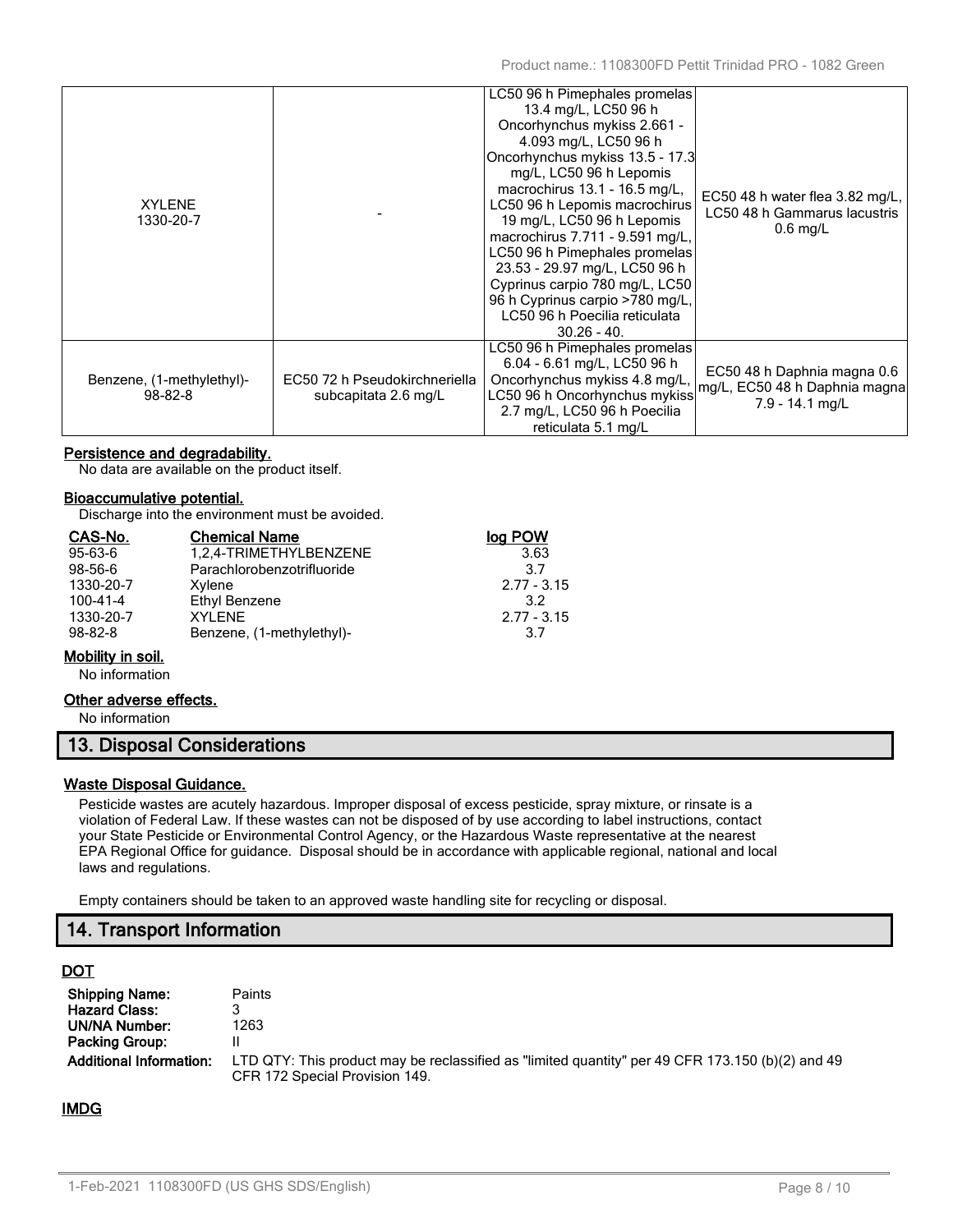| XYLENE<br>1330-20-7 | - | LC50 96 h Pimephales promelas 13.4 mg/L, LC50 96 h Oncorhynchus mykiss 2.661 - 4.093 mg/L, LC50 96 h Oncorhynchus mykiss 13.5 - 17.3 mg/L, LC50 96 h Lepomis macrochirus 13.1 - 16.5 mg/L, LC50 96 h Lepomis macrochirus 19 mg/L, LC50 96 h Lepomis macrochirus 7.711 - 9.591 mg/L, LC50 96 h Pimephales promelas 23.53 - 29.97 mg/L, LC50 96 h Cyprinus carpio 780 mg/L, LC50 96 h Cyprinus carpio >780 mg/L, LC50 96 h Poecilia reticulata 30.26 - 40. | EC50 48 h water flea 3.82 mg/L, LC50 48 h Gammarus lacustris 0.6 mg/L |
|---|---|---|---|
| Benzene, (1-methylethyl)-<br>98-82-8 | EC50 72 h Pseudokirchneriella subcapitata 2.6 mg/L | LC50 96 h Pimephales promelas 6.04 - 6.61 mg/L, LC50 96 h Oncorhynchus mykiss 4.8 mg/L, LC50 96 h Oncorhynchus mykiss 2.7 mg/L, LC50 96 h Poecilia reticulata 5.1 mg/L | EC50 48 h Daphnia magna 0.6 mg/L, EC50 48 h Daphnia magna 7.9 - 14.1 mg/L |

**Persistence and degradability.**

No data are available on the product itself.

**Bioaccumulative potential.**

Discharge into the environment must be avoided.

| CAS-No. | Chemical Name | log POW |
|---|---|---|
| 95-63-6 | 1,2,4-TRIMETHYLBENZENE | 3.63 |
| 98-56-6 | Parachlorobenzotrifluoride | 3.7 |
| 1330-20-7 | Xylene | 2.77 - 3.15 |
| 100-41-4 | Ethyl Benzene | 3.2 |
| 1330-20-7 | XYLENE | 2.77 - 3.15 |
| 98-82-8 | Benzene, (1-methylethyl)- | 3.7 |

**Mobility in soil.**

No information

**Other adverse effects.**

No information

## 13. Disposal Considerations

**Waste Disposal Guidance.**

Pesticide wastes are acutely hazardous. Improper disposal of excess pesticide, spray mixture, or rinsate is a violation of Federal Law. If these wastes can not be disposed of by use according to label instructions, contact your State Pesticide or Environmental Control Agency, or the Hazardous Waste representative at the nearest EPA Regional Office for guidance. Disposal should be in accordance with applicable regional, national and local laws and regulations.

Empty containers should be taken to an approved waste handling site for recycling or disposal.

## 14. Transport Information

**DOT**

**Shipping Name:** Paints
**Hazard Class:** 3
**UN/NA Number:** 1263
**Packing Group:** II
**Additional Information:** LTD QTY: This product may be reclassified as "limited quantity" per 49 CFR 173.150 (b)(2) and 49 CFR 172 Special Provision 149.

**IMDG**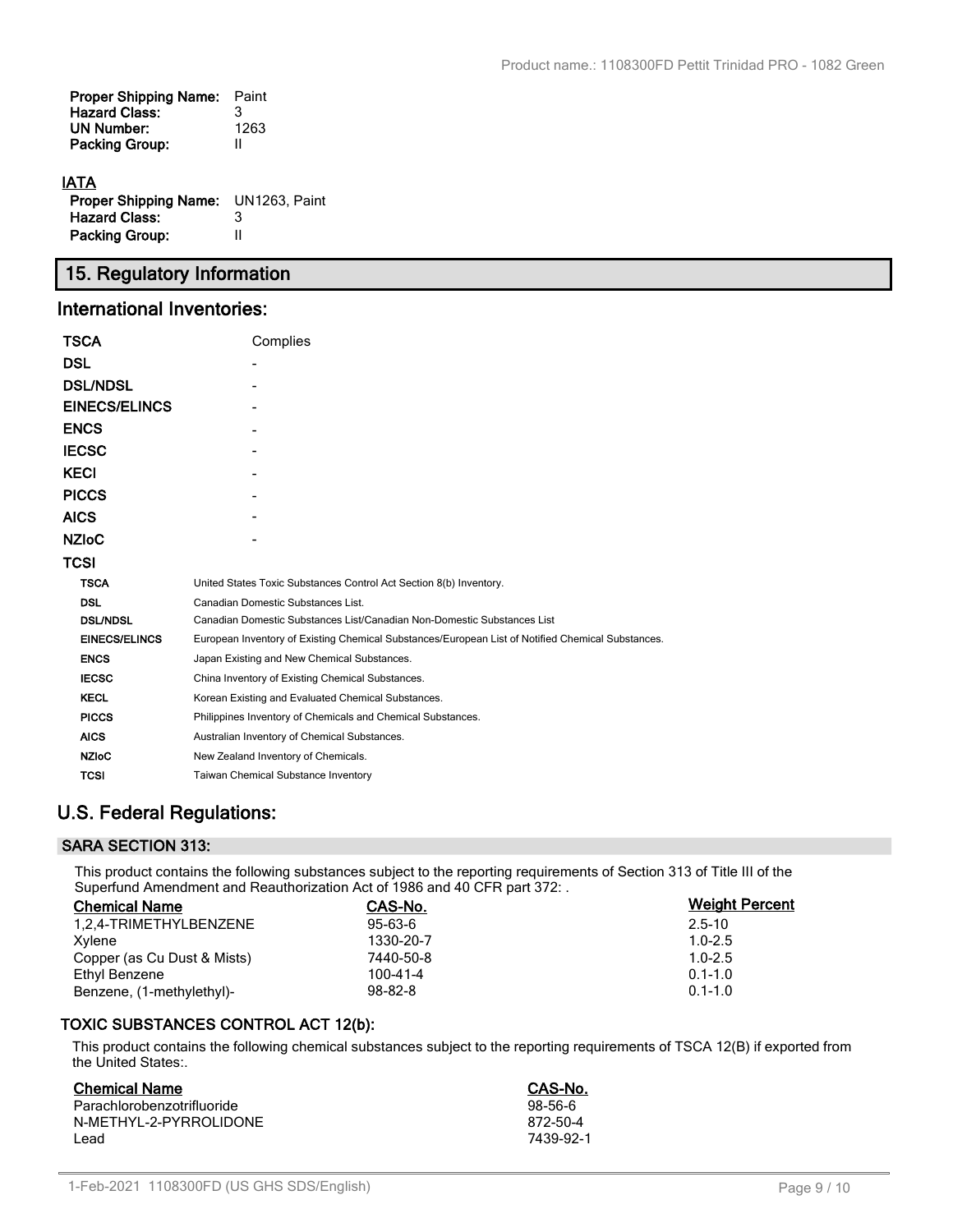**Proper Shipping Name:** Paint
**Hazard Class:** 3
**UN Number:** 1263
**Packing Group:** II

**IATA**

**Proper Shipping Name:** UN1263, Paint
**Hazard Class:** 3
**Packing Group:** II

## 15. Regulatory Information

## International Inventories:

| | |
|---|---|
| **TSCA** | Complies |
| **DSL** | - |
| **DSL/NDSL** | - |
| **EINECS/ELINCS** | - |
| **ENCS** | - |
| **IECSC** | - |
| **KECI** | - |
| **PICCS** | - |
| **AICS** | - |
| **NZIoC** | - |
| **TCSI** | |

| | |
|---|---|
| **TSCA** | United States Toxic Substances Control Act Section 8(b) Inventory. |
| **DSL** | Canadian Domestic Substances List. |
| **DSL/NDSL** | Canadian Domestic Substances List/Canadian Non-Domestic Substances List |
| **EINECS/ELINCS** | European Inventory of Existing Chemical Substances/European List of Notified Chemical Substances. |
| **ENCS** | Japan Existing and New Chemical Substances. |
| **IECSC** | China Inventory of Existing Chemical Substances. |
| **KECL** | Korean Existing and Evaluated Chemical Substances. |
| **PICCS** | Philippines Inventory of Chemicals and Chemical Substances. |
| **AICS** | Australian Inventory of Chemical Substances. |
| **NZIoC** | New Zealand Inventory of Chemicals. |
| **TCSI** | Taiwan Chemical Substance Inventory |

## U.S. Federal Regulations:

### SARA SECTION 313:

This product contains the following substances subject to the reporting requirements of Section 313 of Title III of the Superfund Amendment and Reauthorization Act of 1986 and 40 CFR part 372: .

| Chemical Name | CAS-No. | Weight Percent |
|---|---|---|
| 1,2,4-TRIMETHYLBENZENE | 95-63-6 | 2.5-10 |
| Xylene | 1330-20-7 | 1.0-2.5 |
| Copper (as Cu Dust & Mists) | 7440-50-8 | 1.0-2.5 |
| Ethyl Benzene | 100-41-4 | 0.1-1.0 |
| Benzene, (1-methylethyl)- | 98-82-8 | 0.1-1.0 |

### TOXIC SUBSTANCES CONTROL ACT 12(b):

This product contains the following chemical substances subject to the reporting requirements of TSCA 12(B) if exported from the United States:.

| Chemical Name | CAS-No. |
|---|---|
| Parachlorobenzotrifluoride | 98-56-6 |
| N-METHYL-2-PYRROLIDONE | 872-50-4 |
| Lead | 7439-92-1 |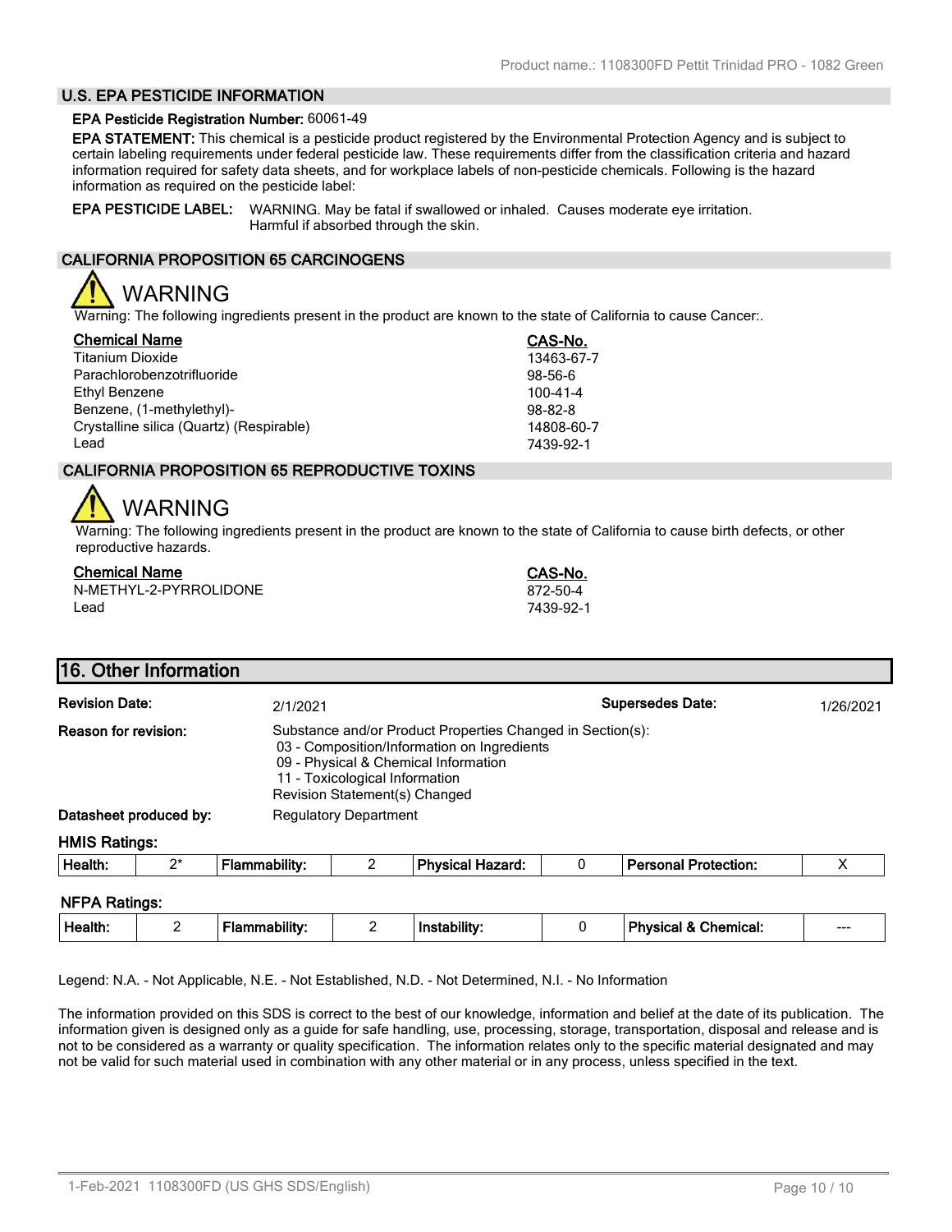## U.S. EPA PESTICIDE INFORMATION

**EPA Pesticide Registration Number:** 60061-49

**EPA STATEMENT:** This chemical is a pesticide product registered by the Environmental Protection Agency and is subject to certain labeling requirements under federal pesticide law. These requirements differ from the classification criteria and hazard information required for safety data sheets, and for workplace labels of non-pesticide chemicals. Following is the hazard information as required on the pesticide label:

**EPA PESTICIDE LABEL:** WARNING. May be fatal if swallowed or inhaled. Causes moderate eye irritation. Harmful if absorbed through the skin.

## CALIFORNIA PROPOSITION 65 CARCINOGENS

WARNING

Warning: The following ingredients present in the product are known to the state of California to cause Cancer:.

| Chemical Name | CAS-No. |
|---|---|
| Titanium Dioxide | 13463-67-7 |
| Parachlorobenzotrifluoride | 98-56-6 |
| Ethyl Benzene | 100-41-4 |
| Benzene, (1-methylethyl)- | 98-82-8 |
| Crystalline silica (Quartz) (Respirable) | 14808-60-7 |
| Lead | 7439-92-1 |

## CALIFORNIA PROPOSITION 65 REPRODUCTIVE TOXINS

WARNING

Warning: The following ingredients present in the product are known to the state of California to cause birth defects, or other reproductive hazards.

| Chemical Name | CAS-No. |
|---|---|
| N-METHYL-2-PYRROLIDONE | 872-50-4 |
| Lead | 7439-92-1 |

# 16. Other Information

**Revision Date:** 2/1/2021 **Supersedes Date:** 1/26/2021

**Reason for revision:** Substance and/or Product Properties Changed in Section(s):
- 03 - Composition/Information on Ingredients
- 09 - Physical & Chemical Information
- 11 - Toxicological Information

Revision Statement(s) Changed

**Datasheet produced by:** Regulatory Department

**HMIS Ratings:**

| | | | | | | | |
|---|---|---|---|---|---|---|---|
| Health: | 2* | Flammability: | 2 | Physical Hazard: | 0 | Personal Protection: | X |

**NFPA Ratings:**

| | | | | | | | |
|---|---|---|---|---|---|---|---|
| Health: | 2 | Flammability: | 2 | Instability: | 0 | Physical & Chemical: | --- |

Legend: N.A. - Not Applicable, N.E. - Not Established, N.D. - Not Determined, N.I. - No Information

The information provided on this SDS is correct to the best of our knowledge, information and belief at the date of its publication. The information given is designed only as a guide for safe handling, use, processing, storage, transportation, disposal and release and is not to be considered as a warranty or quality specification. The information relates only to the specific material designated and may not be valid for such material used in combination with any other material or in any process, unless specified in the text.